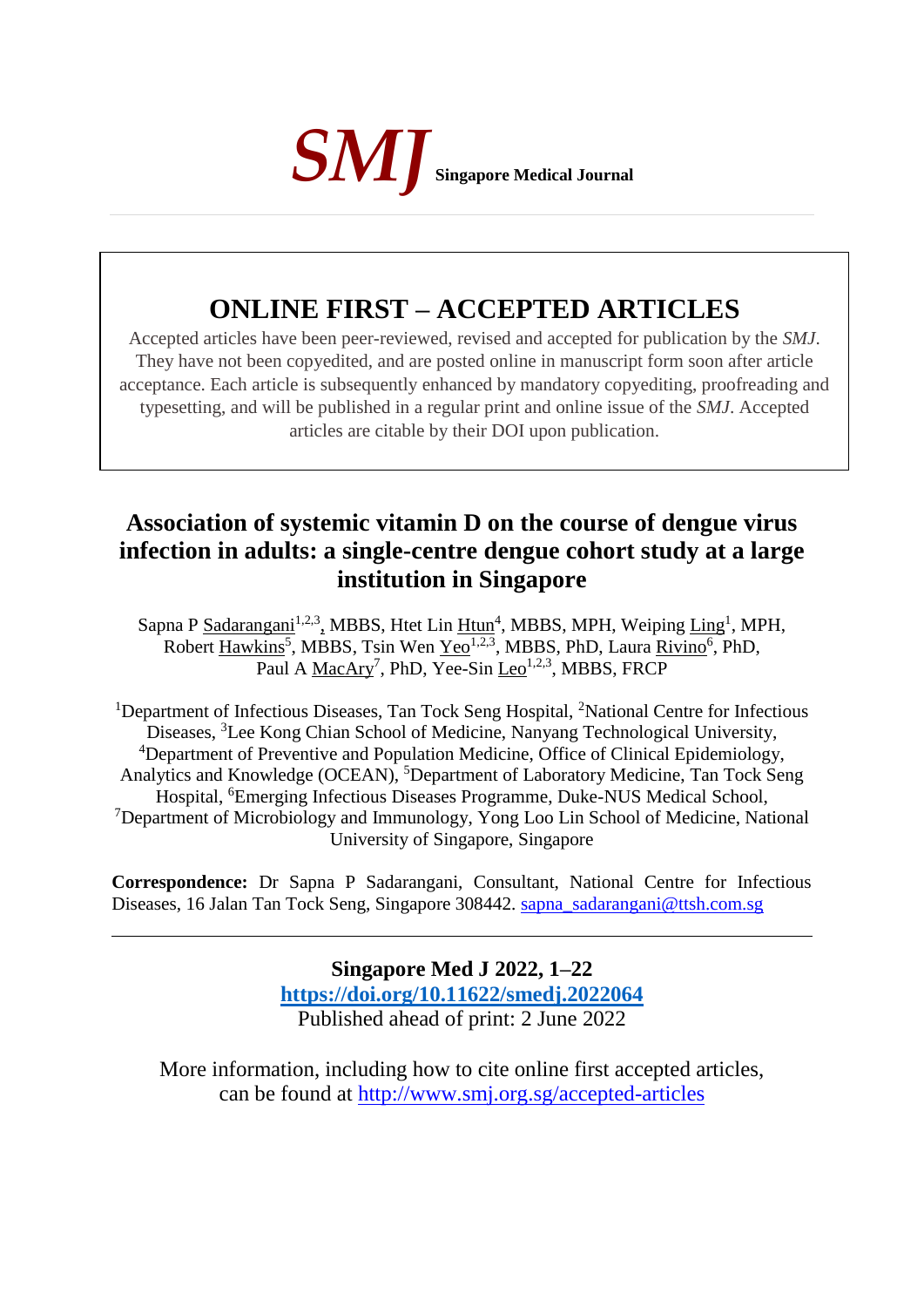**SMJ** **Singapore Medical Journal**

# ONLINE FIRST – ACCEPTED ARTICLES

Accepted articles have been peer-reviewed, revised and accepted for publication by the *SMJ*. They have not been copyedited, and are posted online in manuscript form soon after article acceptance. Each article is subsequently enhanced by mandatory copyediting, proofreading and typesetting, and will be published in a regular print and online issue of the *SMJ*. Accepted articles are citable by their DOI upon publication.

# Association of systemic vitamin D on the course of dengue virus infection in adults: a single-centre dengue cohort study at a large institution in Singapore

Sapna P Sadarangani[1,2,3], MBBS, Htet Lin Htun[4], MBBS, MPH, Weiping Ling[1], MPH, Robert Hawkins[5], MBBS, Tsin Wen Yeo[1,2,3], MBBS, PhD, Laura Rivino[6], PhD, Paul A MacAry[7], PhD, Yee-Sin Leo[1,2,3], MBBS, FRCP

[1]Department of Infectious Diseases, Tan Tock Seng Hospital, [2]National Centre for Infectious Diseases, [3]Lee Kong Chian School of Medicine, Nanyang Technological University, [4]Department of Preventive and Population Medicine, Office of Clinical Epidemiology, Analytics and Knowledge (OCEAN), [5]Department of Laboratory Medicine, Tan Tock Seng Hospital, [6]Emerging Infectious Diseases Programme, Duke-NUS Medical School, [7]Department of Microbiology and Immunology, Yong Loo Lin School of Medicine, National University of Singapore, Singapore

**Correspondence:** Dr Sapna P Sadarangani, Consultant, National Centre for Infectious Diseases, 16 Jalan Tan Tock Seng, Singapore 308442. sapna_sadarangani@ttsh.com.sg

---

**Singapore Med J 2022, 1–22**
**https://doi.org/10.11622/smedj.2022064**
Published ahead of print: 2 June 2022

More information, including how to cite online first accepted articles, can be found at http://www.smj.org.sg/accepted-articles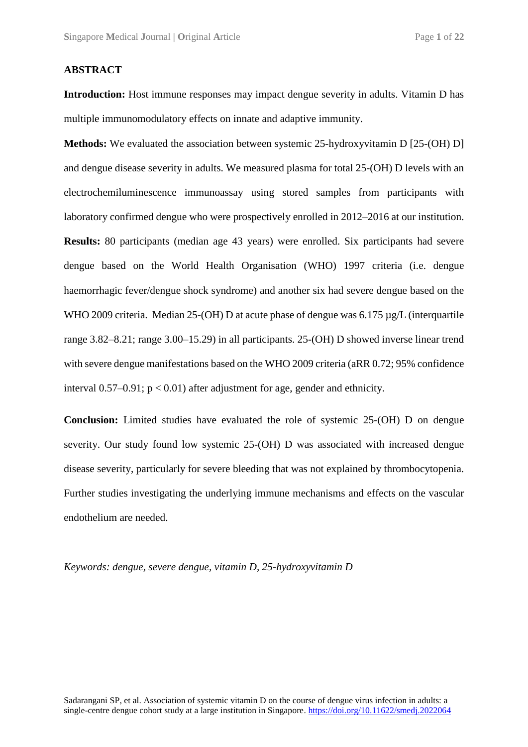## ABSTRACT

**Introduction:** Host immune responses may impact dengue severity in adults. Vitamin D has multiple immunomodulatory effects on innate and adaptive immunity.

**Methods:** We evaluated the association between systemic 25-hydroxyvitamin D [25-(OH) D] and dengue disease severity in adults. We measured plasma for total 25-(OH) D levels with an electrochemiluminescence immunoassay using stored samples from participants with laboratory confirmed dengue who were prospectively enrolled in 2012–2016 at our institution.

**Results:** 80 participants (median age 43 years) were enrolled. Six participants had severe dengue based on the World Health Organisation (WHO) 1997 criteria (i.e. dengue haemorrhagic fever/dengue shock syndrome) and another six had severe dengue based on the WHO 2009 criteria. Median 25-(OH) D at acute phase of dengue was 6.175 µg/L (interquartile range 3.82–8.21; range 3.00–15.29) in all participants. 25-(OH) D showed inverse linear trend with severe dengue manifestations based on the WHO 2009 criteria (aRR 0.72; 95% confidence interval 0.57–0.91; $p < 0.01$) after adjustment for age, gender and ethnicity.

**Conclusion:** Limited studies have evaluated the role of systemic 25-(OH) D on dengue severity. Our study found low systemic 25-(OH) D was associated with increased dengue disease severity, particularly for severe bleeding that was not explained by thrombocytopenia. Further studies investigating the underlying immune mechanisms and effects on the vascular endothelium are needed.

*Keywords: dengue, severe dengue, vitamin D, 25-hydroxyvitamin D*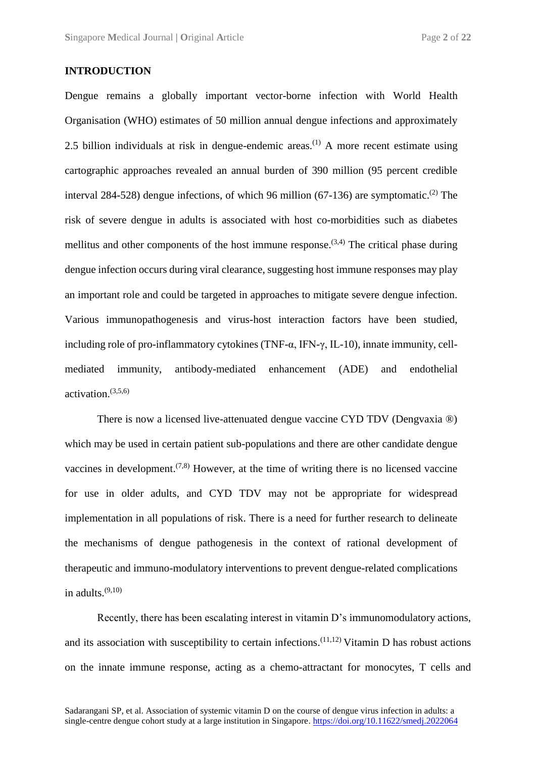## INTRODUCTION

Dengue remains a globally important vector-borne infection with World Health Organisation (WHO) estimates of 50 million annual dengue infections and approximately 2.5 billion individuals at risk in dengue-endemic areas.[1] A more recent estimate using cartographic approaches revealed an annual burden of 390 million (95 percent credible interval 284-528) dengue infections, of which 96 million (67-136) are symptomatic.[2] The risk of severe dengue in adults is associated with host co-morbidities such as diabetes mellitus and other components of the host immune response.[3,4] The critical phase during dengue infection occurs during viral clearance, suggesting host immune responses may play an important role and could be targeted in approaches to mitigate severe dengue infection. Various immunopathogenesis and virus-host interaction factors have been studied, including role of pro-inflammatory cytokines (TNF-α, IFN-γ, IL-10), innate immunity, cell-mediated immunity, antibody-mediated enhancement (ADE) and endothelial activation.[3,5,6]

There is now a licensed live-attenuated dengue vaccine CYD TDV (Dengvaxia ®) which may be used in certain patient sub-populations and there are other candidate dengue vaccines in development.[7,8] However, at the time of writing there is no licensed vaccine for use in older adults, and CYD TDV may not be appropriate for widespread implementation in all populations of risk. There is a need for further research to delineate the mechanisms of dengue pathogenesis in the context of rational development of therapeutic and immuno-modulatory interventions to prevent dengue-related complications in adults.[9,10]

Recently, there has been escalating interest in vitamin D's immunomodulatory actions, and its association with susceptibility to certain infections.[11,12] Vitamin D has robust actions on the innate immune response, acting as a chemo-attractant for monocytes, T cells and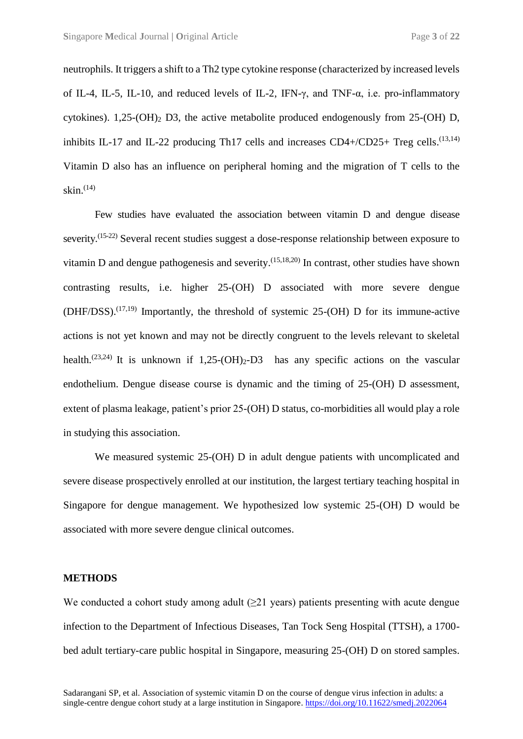neutrophils. It triggers a shift to a Th2 type cytokine response (characterized by increased levels of IL-4, IL-5, IL-10, and reduced levels of IL-2, IFN-γ, and TNF-α, i.e. pro-inflammatory cytokines). 1,25-$(OH)_2$ D3, the active metabolite produced endogenously from 25-(OH) D, inhibits IL-17 and IL-22 producing Th17 cells and increases CD4+/CD25+ Treg cells.[13,14] Vitamin D also has an influence on peripheral homing and the migration of T cells to the skin.[14]

Few studies have evaluated the association between vitamin D and dengue disease severity.[15-22] Several recent studies suggest a dose-response relationship between exposure to vitamin D and dengue pathogenesis and severity.[15,18,20] In contrast, other studies have shown contrasting results, i.e. higher 25-(OH) D associated with more severe dengue (DHF/DSS).[17,19] Importantly, the threshold of systemic 25-(OH) D for its immune-active actions is not yet known and may not be directly congruent to the levels relevant to skeletal health.[23,24] It is unknown if 1,25-$(OH)_2$-D3 has any specific actions on the vascular endothelium. Dengue disease course is dynamic and the timing of 25-(OH) D assessment, extent of plasma leakage, patient's prior 25-(OH) D status, co-morbidities all would play a role in studying this association.

We measured systemic 25-(OH) D in adult dengue patients with uncomplicated and severe disease prospectively enrolled at our institution, the largest tertiary teaching hospital in Singapore for dengue management. We hypothesized low systemic 25-(OH) D would be associated with more severe dengue clinical outcomes.

## METHODS

We conducted a cohort study among adult (≥21 years) patients presenting with acute dengue infection to the Department of Infectious Diseases, Tan Tock Seng Hospital (TTSH), a 1700-bed adult tertiary-care public hospital in Singapore, measuring 25-(OH) D on stored samples.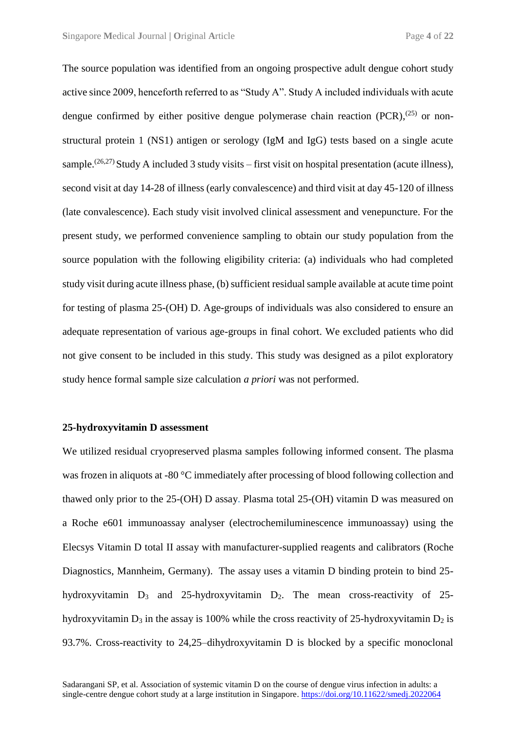The source population was identified from an ongoing prospective adult dengue cohort study active since 2009, henceforth referred to as "Study A". Study A included individuals with acute dengue confirmed by either positive dengue polymerase chain reaction (PCR),[25] or non-structural protein 1 (NS1) antigen or serology (IgM and IgG) tests based on a single acute sample.[26,27] Study A included 3 study visits – first visit on hospital presentation (acute illness), second visit at day 14-28 of illness (early convalescence) and third visit at day 45-120 of illness (late convalescence). Each study visit involved clinical assessment and venepuncture. For the present study, we performed convenience sampling to obtain our study population from the source population with the following eligibility criteria: (a) individuals who had completed study visit during acute illness phase, (b) sufficient residual sample available at acute time point for testing of plasma 25-(OH) D. Age-groups of individuals was also considered to ensure an adequate representation of various age-groups in final cohort. We excluded patients who did not give consent to be included in this study. This study was designed as a pilot exploratory study hence formal sample size calculation *a priori* was not performed.

**25-hydroxyvitamin D assessment**

We utilized residual cryopreserved plasma samples following informed consent. The plasma was frozen in aliquots at -80 °C immediately after processing of blood following collection and thawed only prior to the 25-(OH) D assay. Plasma total 25-(OH) vitamin D was measured on a Roche e601 immunoassay analyser (electrochemiluminescence immunoassay) using the Elecsys Vitamin D total II assay with manufacturer-supplied reagents and calibrators (Roche Diagnostics, Mannheim, Germany). The assay uses a vitamin D binding protein to bind 25-hydroxyvitamin $D_3$ and 25-hydroxyvitamin $D_2$. The mean cross-reactivity of 25-hydroxyvitamin $D_3$ in the assay is 100% while the cross reactivity of 25-hydroxyvitamin $D_2$ is 93.7%. Cross-reactivity to 24,25–dihydroxyvitamin D is blocked by a specific monoclonal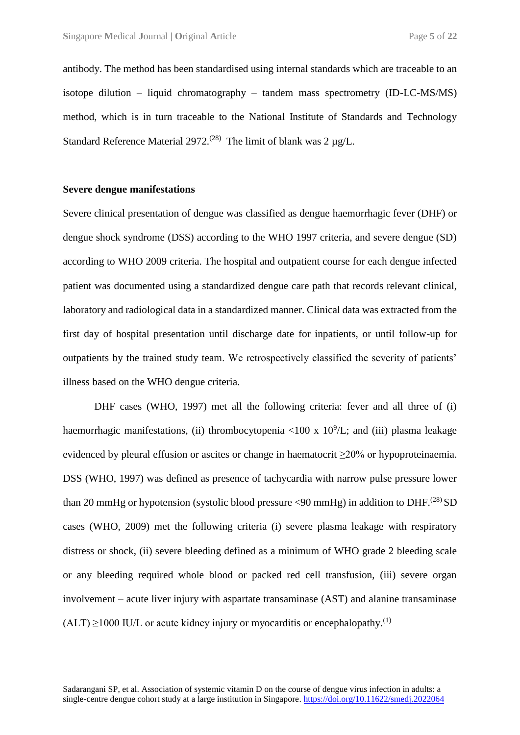antibody. The method has been standardised using internal standards which are traceable to an isotope dilution – liquid chromatography – tandem mass spectrometry (ID-LC-MS/MS) method, which is in turn traceable to the National Institute of Standards and Technology Standard Reference Material 2972.[28] The limit of blank was 2 μg/L.

**Severe dengue manifestations**

Severe clinical presentation of dengue was classified as dengue haemorrhagic fever (DHF) or dengue shock syndrome (DSS) according to the WHO 1997 criteria, and severe dengue (SD) according to WHO 2009 criteria. The hospital and outpatient course for each dengue infected patient was documented using a standardized dengue care path that records relevant clinical, laboratory and radiological data in a standardized manner. Clinical data was extracted from the first day of hospital presentation until discharge date for inpatients, or until follow-up for outpatients by the trained study team. We retrospectively classified the severity of patients' illness based on the WHO dengue criteria.

DHF cases (WHO, 1997) met all the following criteria: fever and all three of (i) haemorrhagic manifestations, (ii) thrombocytopenia <100 x $10^9$/L; and (iii) plasma leakage evidenced by pleural effusion or ascites or change in haematocrit ≥20% or hypoproteinaemia. DSS (WHO, 1997) was defined as presence of tachycardia with narrow pulse pressure lower than 20 mmHg or hypotension (systolic blood pressure <90 mmHg) in addition to DHF.[28] SD cases (WHO, 2009) met the following criteria (i) severe plasma leakage with respiratory distress or shock, (ii) severe bleeding defined as a minimum of WHO grade 2 bleeding scale or any bleeding required whole blood or packed red cell transfusion, (iii) severe organ involvement – acute liver injury with aspartate transaminase (AST) and alanine transaminase (ALT) ≥1000 IU/L or acute kidney injury or myocarditis or encephalopathy.[1]

Sadarangani SP, et al. Association of systemic vitamin D on the course of dengue virus infection in adults: a single-centre dengue cohort study at a large institution in Singapore. https://doi.org/10.11622/smedj.2022064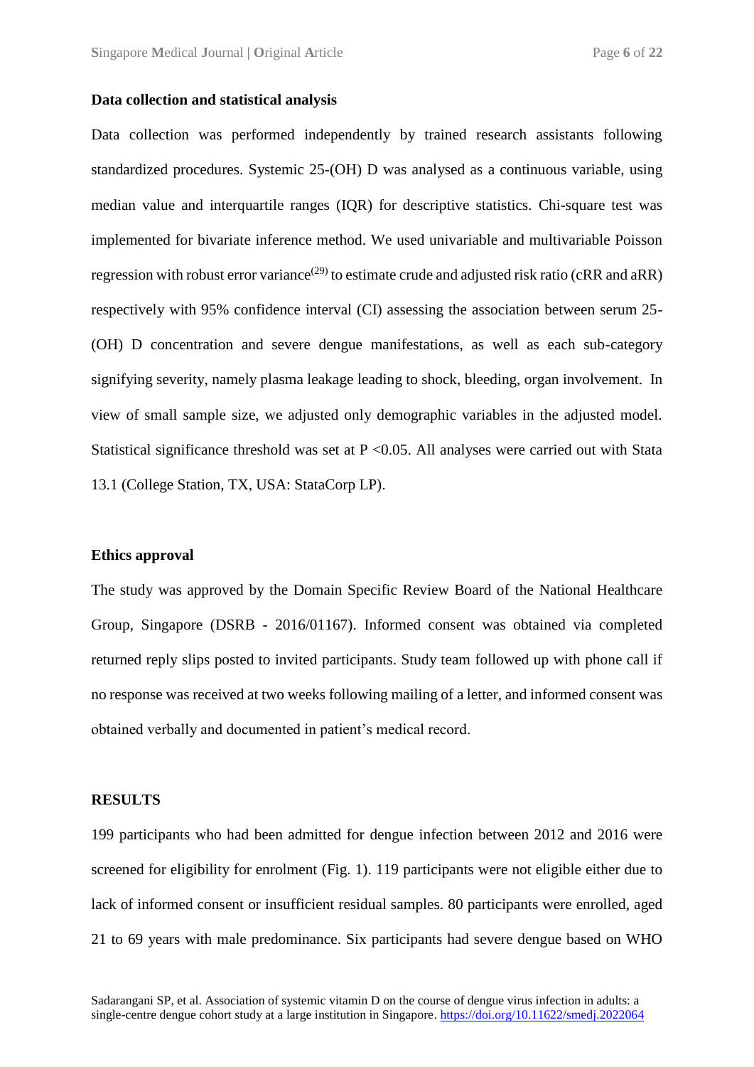### Data collection and statistical analysis

Data collection was performed independently by trained research assistants following standardized procedures. Systemic 25-(OH) D was analysed as a continuous variable, using median value and interquartile ranges (IQR) for descriptive statistics. Chi-square test was implemented for bivariate inference method. We used univariable and multivariable Poisson regression with robust error variance[29] to estimate crude and adjusted risk ratio (cRR and aRR) respectively with 95% confidence interval (CI) assessing the association between serum 25-(OH) D concentration and severe dengue manifestations, as well as each sub-category signifying severity, namely plasma leakage leading to shock, bleeding, organ involvement. In view of small sample size, we adjusted only demographic variables in the adjusted model. Statistical significance threshold was set at $P < 0.05$. All analyses were carried out with Stata 13.1 (College Station, TX, USA: StataCorp LP).

### Ethics approval

The study was approved by the Domain Specific Review Board of the National Healthcare Group, Singapore (DSRB - 2016/01167). Informed consent was obtained via completed returned reply slips posted to invited participants. Study team followed up with phone call if no response was received at two weeks following mailing of a letter, and informed consent was obtained verbally and documented in patient's medical record.

## RESULTS

199 participants who had been admitted for dengue infection between 2012 and 2016 were screened for eligibility for enrolment (Fig. 1). 119 participants were not eligible either due to lack of informed consent or insufficient residual samples. 80 participants were enrolled, aged 21 to 69 years with male predominance. Six participants had severe dengue based on WHO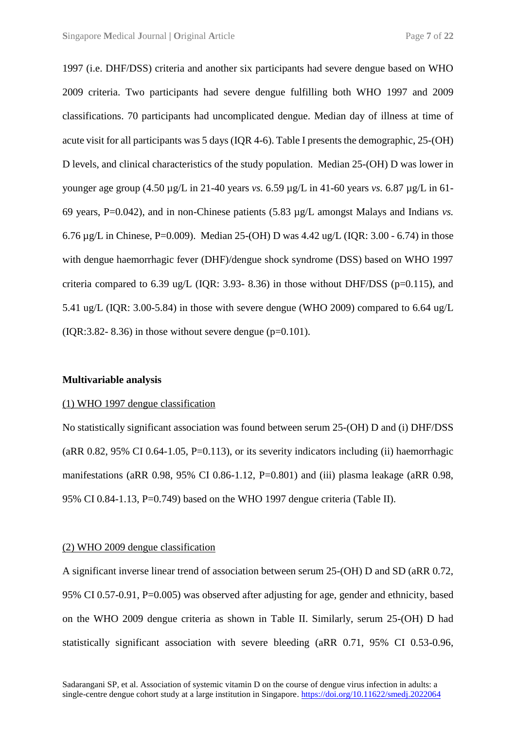1997 (i.e. DHF/DSS) criteria and another six participants had severe dengue based on WHO 2009 criteria. Two participants had severe dengue fulfilling both WHO 1997 and 2009 classifications. 70 participants had uncomplicated dengue. Median day of illness at time of acute visit for all participants was 5 days (IQR 4-6). Table I presents the demographic, 25-(OH) D levels, and clinical characteristics of the study population. Median 25-(OH) D was lower in younger age group (4.50 µg/L in 21-40 years *vs.* 6.59 µg/L in 41-60 years *vs.* 6.87 µg/L in 61-69 years, P=0.042), and in non-Chinese patients (5.83 µg/L amongst Malays and Indians *vs.* 6.76 µg/L in Chinese, P=0.009). Median 25-(OH) D was 4.42 ug/L (IQR: 3.00 - 6.74) in those with dengue haemorrhagic fever (DHF)/dengue shock syndrome (DSS) based on WHO 1997 criteria compared to 6.39 ug/L (IQR: 3.93- 8.36) in those without DHF/DSS (p=0.115), and 5.41 ug/L (IQR: 3.00-5.84) in those with severe dengue (WHO 2009) compared to 6.64 ug/L (IQR:3.82- 8.36) in those without severe dengue (p=0.101).

**Multivariable analysis**

(1) WHO 1997 dengue classification

No statistically significant association was found between serum 25-(OH) D and (i) DHF/DSS (aRR 0.82, 95% CI 0.64-1.05, P=0.113), or its severity indicators including (ii) haemorrhagic manifestations (aRR 0.98, 95% CI 0.86-1.12, P=0.801) and (iii) plasma leakage (aRR 0.98, 95% CI 0.84-1.13, P=0.749) based on the WHO 1997 dengue criteria (Table II).

(2) WHO 2009 dengue classification

A significant inverse linear trend of association between serum 25-(OH) D and SD (aRR 0.72, 95% CI 0.57-0.91, P=0.005) was observed after adjusting for age, gender and ethnicity, based on the WHO 2009 dengue criteria as shown in Table II. Similarly, serum 25-(OH) D had statistically significant association with severe bleeding (aRR 0.71, 95% CI 0.53-0.96,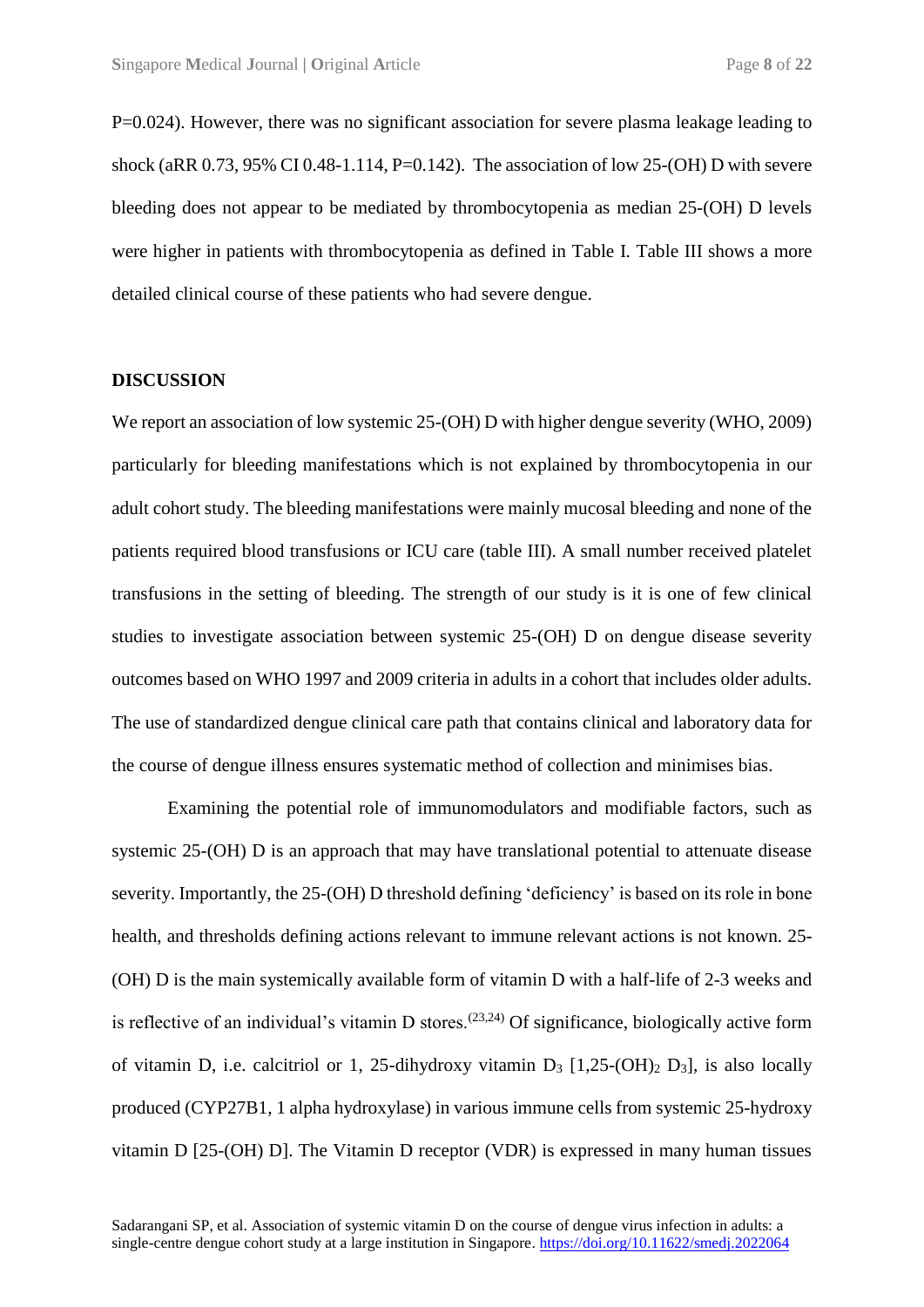P=0.024). However, there was no significant association for severe plasma leakage leading to shock (aRR 0.73, 95% CI 0.48-1.114, P=0.142). The association of low 25-(OH) D with severe bleeding does not appear to be mediated by thrombocytopenia as median 25-(OH) D levels were higher in patients with thrombocytopenia as defined in Table I. Table III shows a more detailed clinical course of these patients who had severe dengue.

## DISCUSSION

We report an association of low systemic 25-(OH) D with higher dengue severity (WHO, 2009) particularly for bleeding manifestations which is not explained by thrombocytopenia in our adult cohort study. The bleeding manifestations were mainly mucosal bleeding and none of the patients required blood transfusions or ICU care (table III). A small number received platelet transfusions in the setting of bleeding. The strength of our study is it is one of few clinical studies to investigate association between systemic 25-(OH) D on dengue disease severity outcomes based on WHO 1997 and 2009 criteria in adults in a cohort that includes older adults. The use of standardized dengue clinical care path that contains clinical and laboratory data for the course of dengue illness ensures systematic method of collection and minimises bias.

Examining the potential role of immunomodulators and modifiable factors, such as systemic 25-(OH) D is an approach that may have translational potential to attenuate disease severity. Importantly, the 25-(OH) D threshold defining 'deficiency' is based on its role in bone health, and thresholds defining actions relevant to immune relevant actions is not known. 25-(OH) D is the main systemically available form of vitamin D with a half-life of 2-3 weeks and is reflective of an individual's vitamin D stores.[23,24] Of significance, biologically active form of vitamin D, i.e. calcitriol or 1, 25-dihydroxy vitamin $D_3$ [1,25-$(OH)_2$ $D_3$], is also locally produced (CYP27B1, 1 alpha hydroxylase) in various immune cells from systemic 25-hydroxy vitamin D [25-(OH) D]. The Vitamin D receptor (VDR) is expressed in many human tissues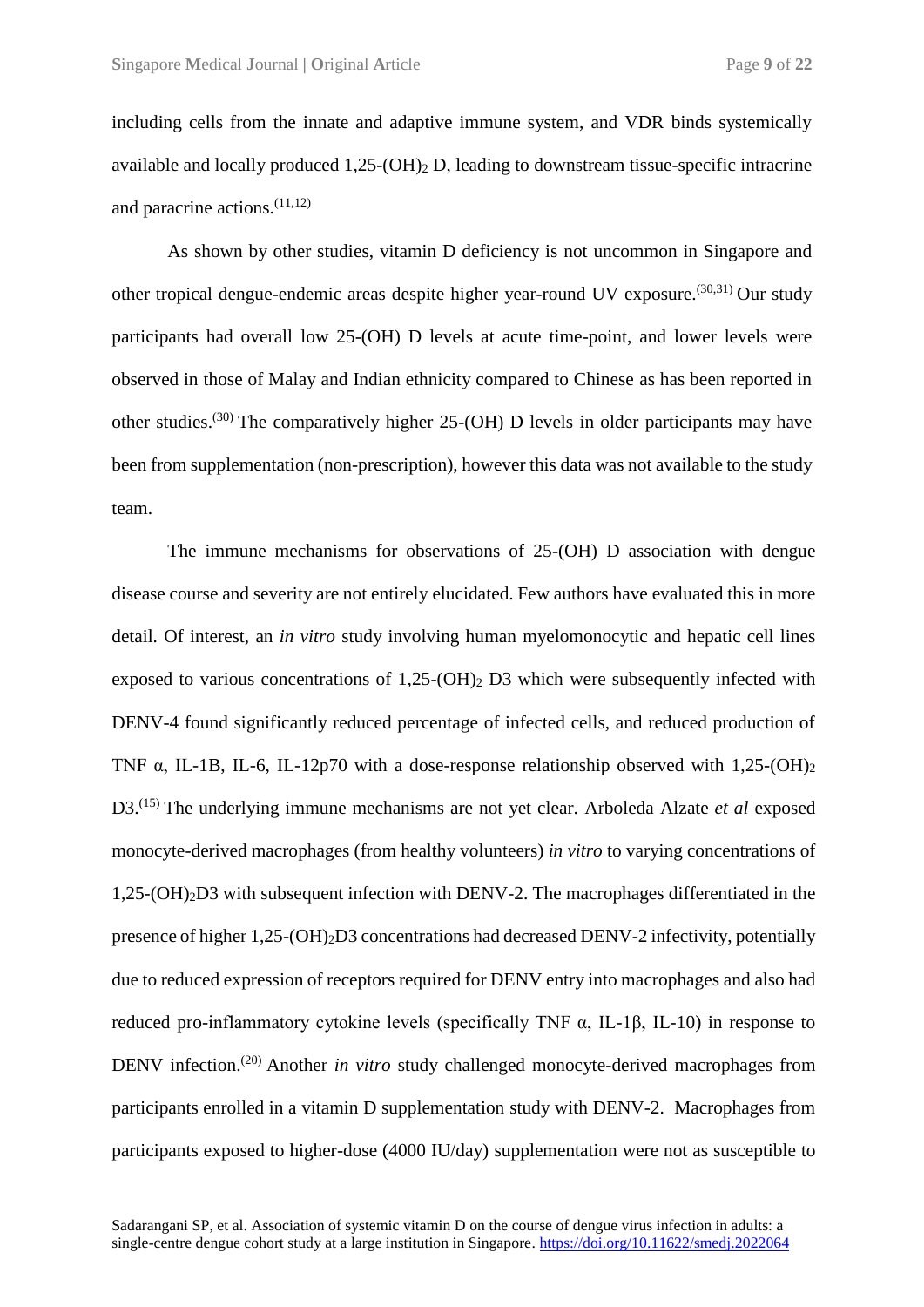including cells from the innate and adaptive immune system, and VDR binds systemically available and locally produced 1,25-$(OH)_2$ D, leading to downstream tissue-specific intracrine and paracrine actions.[11,12]

As shown by other studies, vitamin D deficiency is not uncommon in Singapore and other tropical dengue-endemic areas despite higher year-round UV exposure.[30,31] Our study participants had overall low 25-(OH) D levels at acute time-point, and lower levels were observed in those of Malay and Indian ethnicity compared to Chinese as has been reported in other studies.[30] The comparatively higher 25-(OH) D levels in older participants may have been from supplementation (non-prescription), however this data was not available to the study team.

The immune mechanisms for observations of 25-(OH) D association with dengue disease course and severity are not entirely elucidated. Few authors have evaluated this in more detail. Of interest, an *in vitro* study involving human myelomonocytic and hepatic cell lines exposed to various concentrations of 1,25-$(OH)_2$ D3 which were subsequently infected with DENV-4 found significantly reduced percentage of infected cells, and reduced production of TNF $\alpha$, IL-1B, IL-6, IL-12p70 with a dose-response relationship observed with 1,25-$(OH)_2$ D3.[15] The underlying immune mechanisms are not yet clear. Arboleda Alzate *et al* exposed monocyte-derived macrophages (from healthy volunteers) *in vitro* to varying concentrations of 1,25-$(OH)_2$D3 with subsequent infection with DENV-2. The macrophages differentiated in the presence of higher 1,25-$(OH)_2$D3 concentrations had decreased DENV-2 infectivity, potentially due to reduced expression of receptors required for DENV entry into macrophages and also had reduced pro-inflammatory cytokine levels (specifically TNF $\alpha$, IL-1$\beta$, IL-10) in response to DENV infection.[20] Another *in vitro* study challenged monocyte-derived macrophages from participants enrolled in a vitamin D supplementation study with DENV-2. Macrophages from participants exposed to higher-dose (4000 IU/day) supplementation were not as susceptible to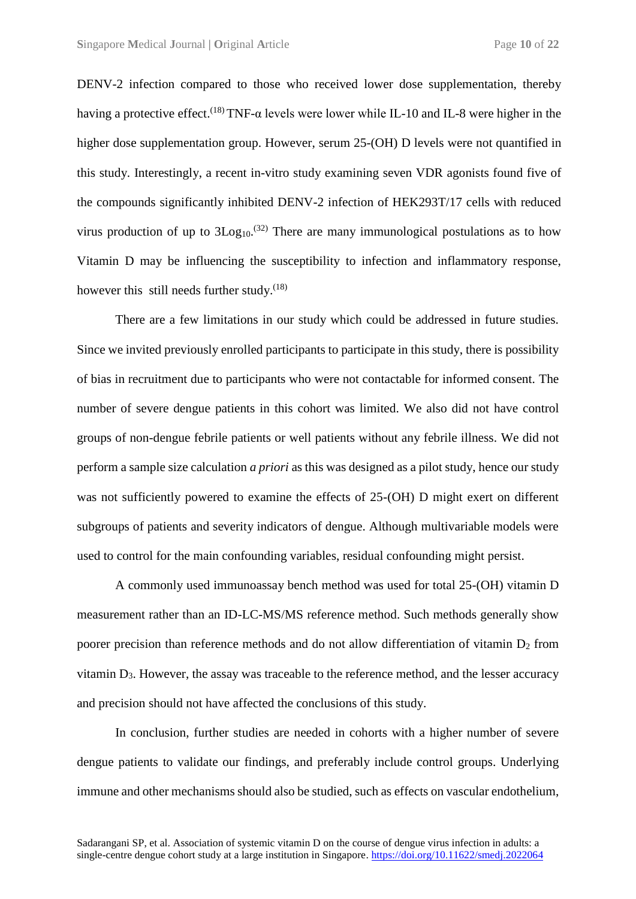DENV-2 infection compared to those who received lower dose supplementation, thereby having a protective effect.[18] TNF-α levels were lower while IL-10 and IL-8 were higher in the higher dose supplementation group. However, serum 25-(OH) D levels were not quantified in this study. Interestingly, a recent in-vitro study examining seven VDR agonists found five of the compounds significantly inhibited DENV-2 infection of HEK293T/17 cells with reduced virus production of up to $3Log_{10}$.[32] There are many immunological postulations as to how Vitamin D may be influencing the susceptibility to infection and inflammatory response, however this still needs further study.[18]

There are a few limitations in our study which could be addressed in future studies. Since we invited previously enrolled participants to participate in this study, there is possibility of bias in recruitment due to participants who were not contactable for informed consent. The number of severe dengue patients in this cohort was limited. We also did not have control groups of non-dengue febrile patients or well patients without any febrile illness. We did not perform a sample size calculation *a priori* as this was designed as a pilot study, hence our study was not sufficiently powered to examine the effects of 25-(OH) D might exert on different subgroups of patients and severity indicators of dengue. Although multivariable models were used to control for the main confounding variables, residual confounding might persist.

A commonly used immunoassay bench method was used for total 25-(OH) vitamin D measurement rather than an ID-LC-MS/MS reference method. Such methods generally show poorer precision than reference methods and do not allow differentiation of vitamin $D_2$ from vitamin $D_3$. However, the assay was traceable to the reference method, and the lesser accuracy and precision should not have affected the conclusions of this study.

In conclusion, further studies are needed in cohorts with a higher number of severe dengue patients to validate our findings, and preferably include control groups. Underlying immune and other mechanisms should also be studied, such as effects on vascular endothelium,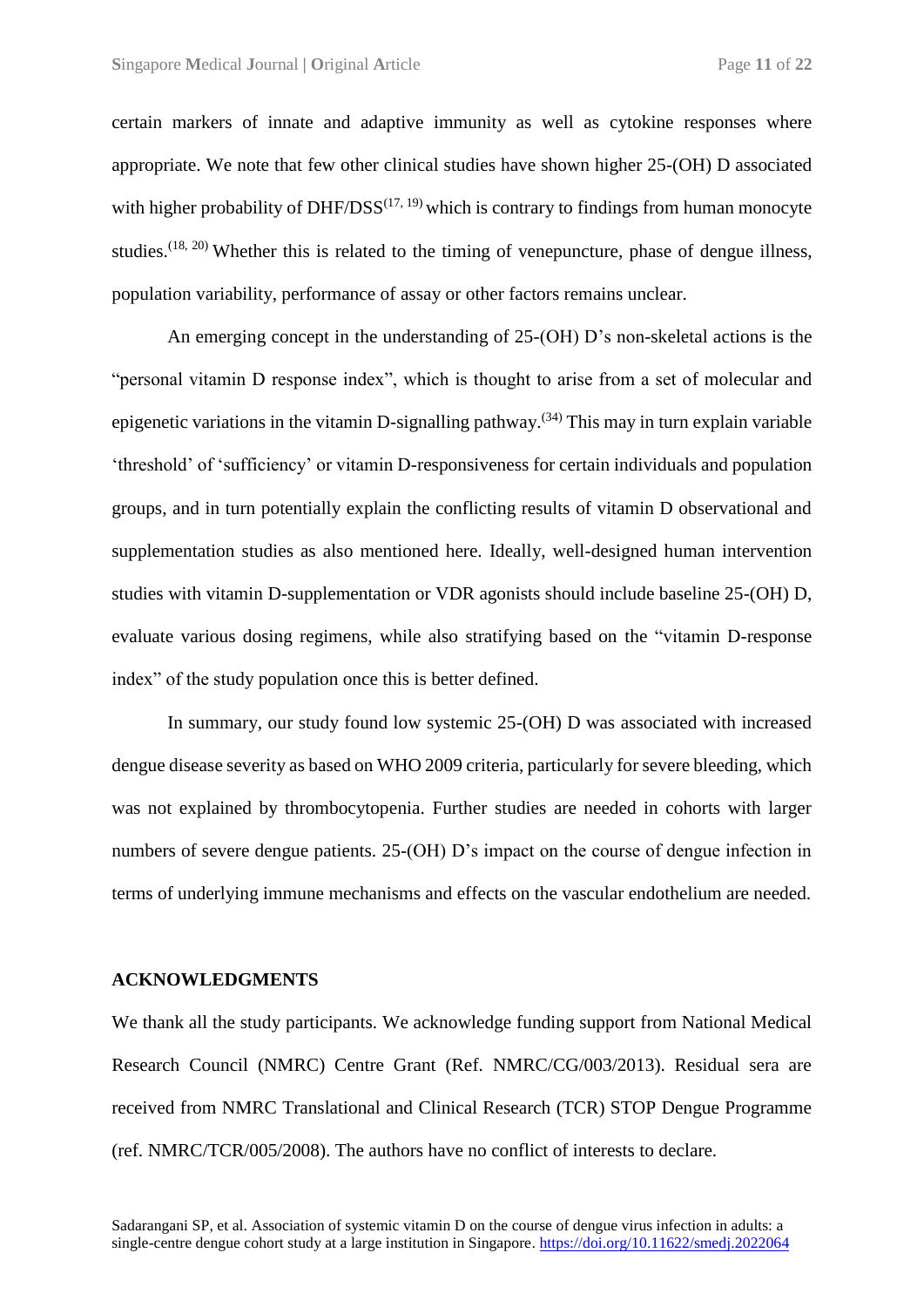certain markers of innate and adaptive immunity as well as cytokine responses where appropriate. We note that few other clinical studies have shown higher 25-(OH) D associated with higher probability of DHF/DSS[17, 19] which is contrary to findings from human monocyte studies.[18, 20] Whether this is related to the timing of venepuncture, phase of dengue illness, population variability, performance of assay or other factors remains unclear.

An emerging concept in the understanding of 25-(OH) D's non-skeletal actions is the "personal vitamin D response index", which is thought to arise from a set of molecular and epigenetic variations in the vitamin D-signalling pathway.[34] This may in turn explain variable 'threshold' of 'sufficiency' or vitamin D-responsiveness for certain individuals and population groups, and in turn potentially explain the conflicting results of vitamin D observational and supplementation studies as also mentioned here. Ideally, well-designed human intervention studies with vitamin D-supplementation or VDR agonists should include baseline 25-(OH) D, evaluate various dosing regimens, while also stratifying based on the "vitamin D-response index" of the study population once this is better defined.

In summary, our study found low systemic 25-(OH) D was associated with increased dengue disease severity as based on WHO 2009 criteria, particularly for severe bleeding, which was not explained by thrombocytopenia. Further studies are needed in cohorts with larger numbers of severe dengue patients. 25-(OH) D's impact on the course of dengue infection in terms of underlying immune mechanisms and effects on the vascular endothelium are needed.

## ACKNOWLEDGMENTS

We thank all the study participants. We acknowledge funding support from National Medical Research Council (NMRC) Centre Grant (Ref. NMRC/CG/003/2013). Residual sera are received from NMRC Translational and Clinical Research (TCR) STOP Dengue Programme (ref. NMRC/TCR/005/2008). The authors have no conflict of interests to declare.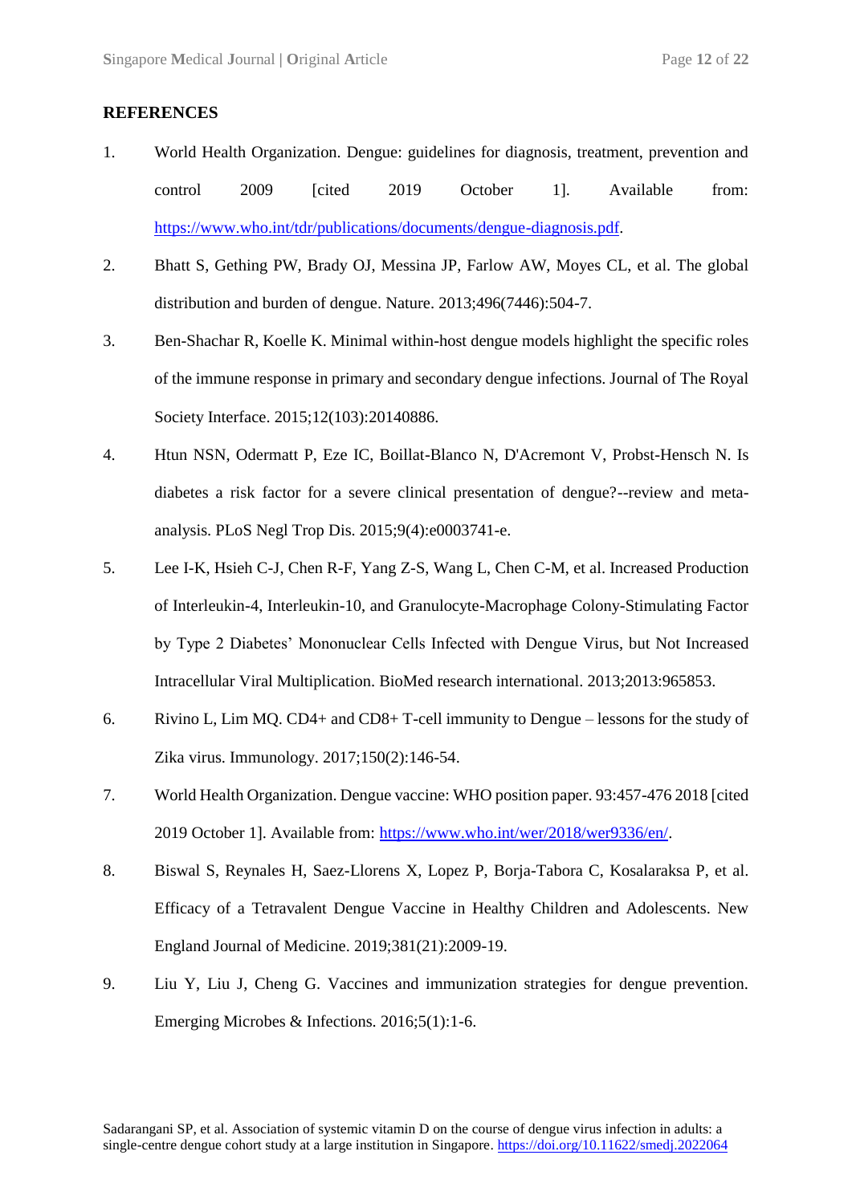## REFERENCES

1. World Health Organization. Dengue: guidelines for diagnosis, treatment, prevention and control 2009 [cited 2019 October 1]. Available from: https://www.who.int/tdr/publications/documents/dengue-diagnosis.pdf.
2. Bhatt S, Gething PW, Brady OJ, Messina JP, Farlow AW, Moyes CL, et al. The global distribution and burden of dengue. Nature. 2013;496(7446):504-7.
3. Ben-Shachar R, Koelle K. Minimal within-host dengue models highlight the specific roles of the immune response in primary and secondary dengue infections. Journal of The Royal Society Interface. 2015;12(103):20140886.
4. Htun NSN, Odermatt P, Eze IC, Boillat-Blanco N, D'Acremont V, Probst-Hensch N. Is diabetes a risk factor for a severe clinical presentation of dengue?--review and meta-analysis. PLoS Negl Trop Dis. 2015;9(4):e0003741-e.
5. Lee I-K, Hsieh C-J, Chen R-F, Yang Z-S, Wang L, Chen C-M, et al. Increased Production of Interleukin-4, Interleukin-10, and Granulocyte-Macrophage Colony-Stimulating Factor by Type 2 Diabetes' Mononuclear Cells Infected with Dengue Virus, but Not Increased Intracellular Viral Multiplication. BioMed research international. 2013;2013:965853.
6. Rivino L, Lim MQ. CD4+ and CD8+ T-cell immunity to Dengue – lessons for the study of Zika virus. Immunology. 2017;150(2):146-54.
7. World Health Organization. Dengue vaccine: WHO position paper. 93:457-476 2018 [cited 2019 October 1]. Available from: https://www.who.int/wer/2018/wer9336/en/.
8. Biswal S, Reynales H, Saez-Llorens X, Lopez P, Borja-Tabora C, Kosalaraksa P, et al. Efficacy of a Tetravalent Dengue Vaccine in Healthy Children and Adolescents. New England Journal of Medicine. 2019;381(21):2009-19.
9. Liu Y, Liu J, Cheng G. Vaccines and immunization strategies for dengue prevention. Emerging Microbes & Infections. 2016;5(1):1-6.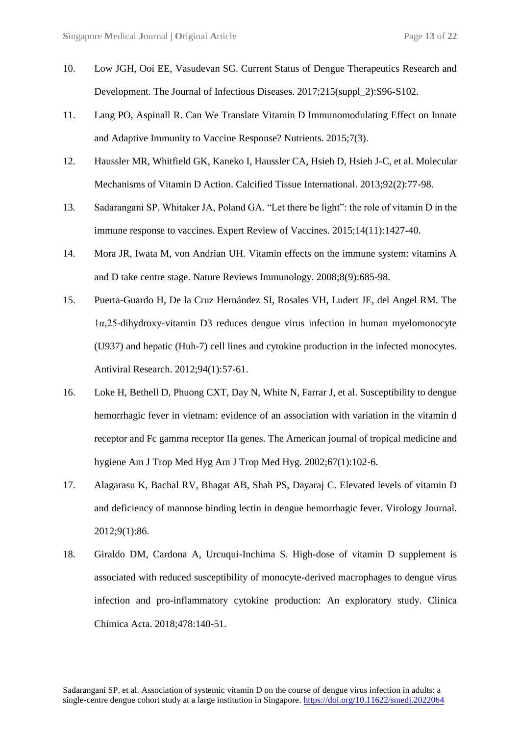10. Low JGH, Ooi EE, Vasudevan SG. Current Status of Dengue Therapeutics Research and Development. The Journal of Infectious Diseases. 2017;215(suppl_2):S96-S102.
11. Lang PO, Aspinall R. Can We Translate Vitamin D Immunomodulating Effect on Innate and Adaptive Immunity to Vaccine Response? Nutrients. 2015;7(3).
12. Haussler MR, Whitfield GK, Kaneko I, Haussler CA, Hsieh D, Hsieh J-C, et al. Molecular Mechanisms of Vitamin D Action. Calcified Tissue International. 2013;92(2):77-98.
13. Sadarangani SP, Whitaker JA, Poland GA. "Let there be light": the role of vitamin D in the immune response to vaccines. Expert Review of Vaccines. 2015;14(11):1427-40.
14. Mora JR, Iwata M, von Andrian UH. Vitamin effects on the immune system: vitamins A and D take centre stage. Nature Reviews Immunology. 2008;8(9):685-98.
15. Puerta-Guardo H, De la Cruz Hernández SI, Rosales VH, Ludert JE, del Angel RM. The 1α,25-dihydroxy-vitamin D3 reduces dengue virus infection in human myelomonocyte (U937) and hepatic (Huh-7) cell lines and cytokine production in the infected monocytes. Antiviral Research. 2012;94(1):57-61.
16. Loke H, Bethell D, Phuong CXT, Day N, White N, Farrar J, et al. Susceptibility to dengue hemorrhagic fever in vietnam: evidence of an association with variation in the vitamin d receptor and Fc gamma receptor IIa genes. The American journal of tropical medicine and hygiene Am J Trop Med Hyg Am J Trop Med Hyg. 2002;67(1):102-6.
17. Alagarasu K, Bachal RV, Bhagat AB, Shah PS, Dayaraj C. Elevated levels of vitamin D and deficiency of mannose binding lectin in dengue hemorrhagic fever. Virology Journal. 2012;9(1):86.
18. Giraldo DM, Cardona A, Urcuqui-Inchima S. High-dose of vitamin D supplement is associated with reduced susceptibility of monocyte-derived macrophages to dengue virus infection and pro-inflammatory cytokine production: An exploratory study. Clinica Chimica Acta. 2018;478:140-51.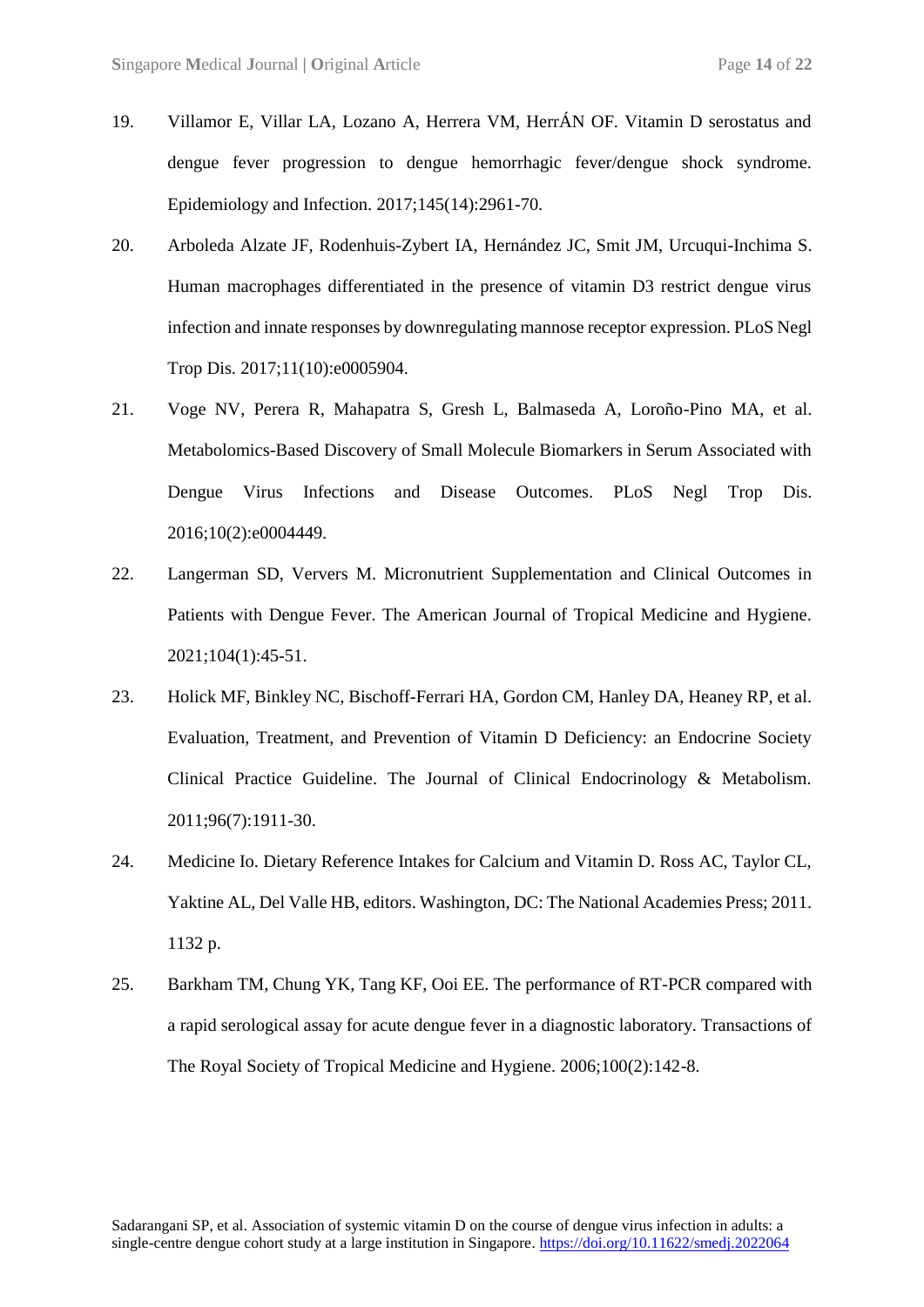19. Villamor E, Villar LA, Lozano A, Herrera VM, HerrÁN OF. Vitamin D serostatus and dengue fever progression to dengue hemorrhagic fever/dengue shock syndrome. Epidemiology and Infection. 2017;145(14):2961-70.

20. Arboleda Alzate JF, Rodenhuis-Zybert IA, Hernández JC, Smit JM, Urcuqui-Inchima S. Human macrophages differentiated in the presence of vitamin D3 restrict dengue virus infection and innate responses by downregulating mannose receptor expression. PLoS Negl Trop Dis. 2017;11(10):e0005904.

21. Voge NV, Perera R, Mahapatra S, Gresh L, Balmaseda A, Loroño-Pino MA, et al. Metabolomics-Based Discovery of Small Molecule Biomarkers in Serum Associated with Dengue Virus Infections and Disease Outcomes. PLoS Negl Trop Dis. 2016;10(2):e0004449.

22. Langerman SD, Ververs M. Micronutrient Supplementation and Clinical Outcomes in Patients with Dengue Fever. The American Journal of Tropical Medicine and Hygiene. 2021;104(1):45-51.

23. Holick MF, Binkley NC, Bischoff-Ferrari HA, Gordon CM, Hanley DA, Heaney RP, et al. Evaluation, Treatment, and Prevention of Vitamin D Deficiency: an Endocrine Society Clinical Practice Guideline. The Journal of Clinical Endocrinology & Metabolism. 2011;96(7):1911-30.

24. Medicine Io. Dietary Reference Intakes for Calcium and Vitamin D. Ross AC, Taylor CL, Yaktine AL, Del Valle HB, editors. Washington, DC: The National Academies Press; 2011. 1132 p.

25. Barkham TM, Chung YK, Tang KF, Ooi EE. The performance of RT-PCR compared with a rapid serological assay for acute dengue fever in a diagnostic laboratory. Transactions of The Royal Society of Tropical Medicine and Hygiene. 2006;100(2):142-8.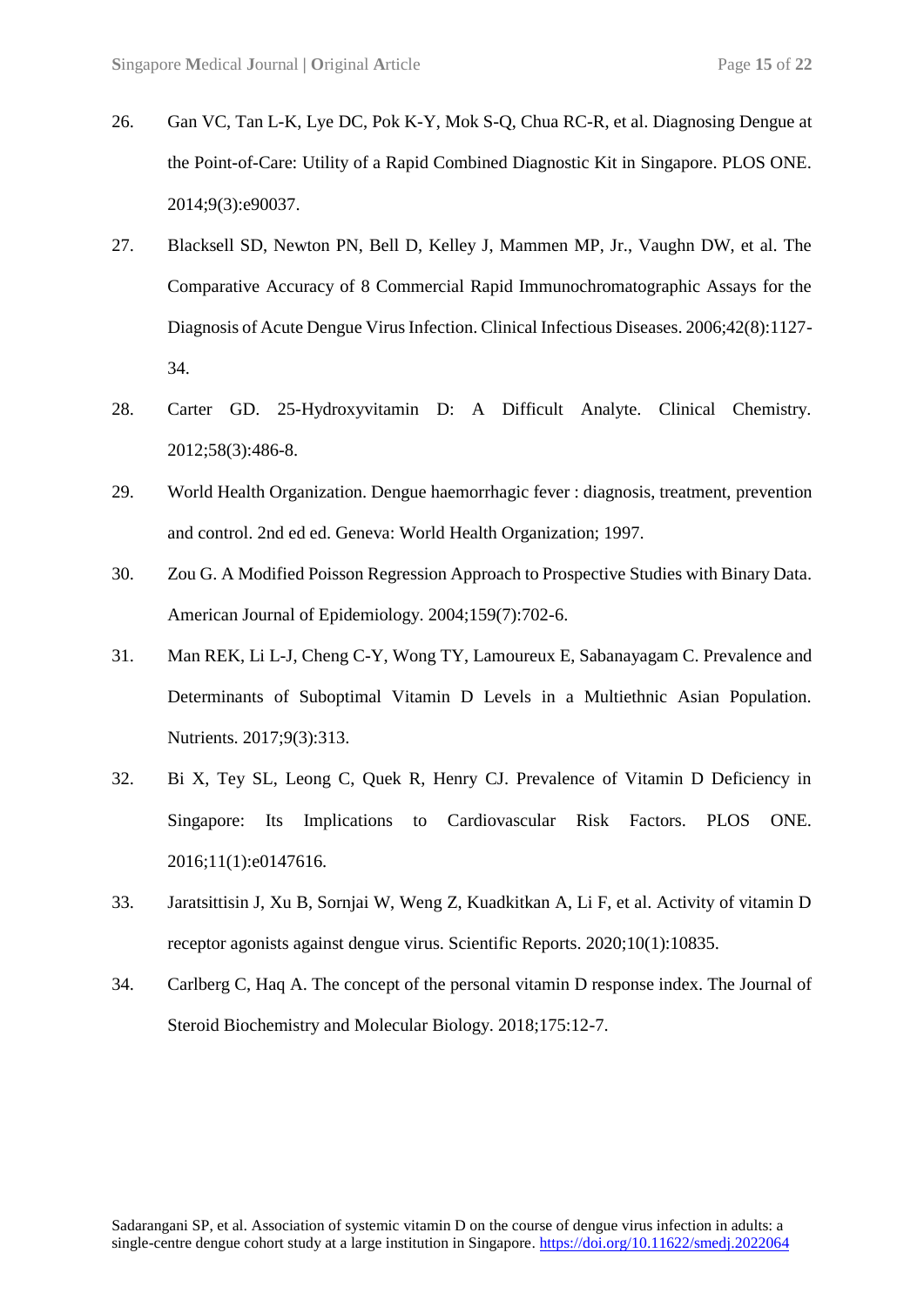26. Gan VC, Tan L-K, Lye DC, Pok K-Y, Mok S-Q, Chua RC-R, et al. Diagnosing Dengue at the Point-of-Care: Utility of a Rapid Combined Diagnostic Kit in Singapore. PLOS ONE. 2014;9(3):e90037.

27. Blacksell SD, Newton PN, Bell D, Kelley J, Mammen MP, Jr., Vaughn DW, et al. The Comparative Accuracy of 8 Commercial Rapid Immunochromatographic Assays for the Diagnosis of Acute Dengue Virus Infection. Clinical Infectious Diseases. 2006;42(8):1127-34.

28. Carter GD. 25-Hydroxyvitamin D: A Difficult Analyte. Clinical Chemistry. 2012;58(3):486-8.

29. World Health Organization. Dengue haemorrhagic fever : diagnosis, treatment, prevention and control. 2nd ed ed. Geneva: World Health Organization; 1997.

30. Zou G. A Modified Poisson Regression Approach to Prospective Studies with Binary Data. American Journal of Epidemiology. 2004;159(7):702-6.

31. Man REK, Li L-J, Cheng C-Y, Wong TY, Lamoureux E, Sabanayagam C. Prevalence and Determinants of Suboptimal Vitamin D Levels in a Multiethnic Asian Population. Nutrients. 2017;9(3):313.

32. Bi X, Tey SL, Leong C, Quek R, Henry CJ. Prevalence of Vitamin D Deficiency in Singapore: Its Implications to Cardiovascular Risk Factors. PLOS ONE. 2016;11(1):e0147616.

33. Jaratsittisin J, Xu B, Sornjai W, Weng Z, Kuadkitkan A, Li F, et al. Activity of vitamin D receptor agonists against dengue virus. Scientific Reports. 2020;10(1):10835.

34. Carlberg C, Haq A. The concept of the personal vitamin D response index. The Journal of Steroid Biochemistry and Molecular Biology. 2018;175:12-7.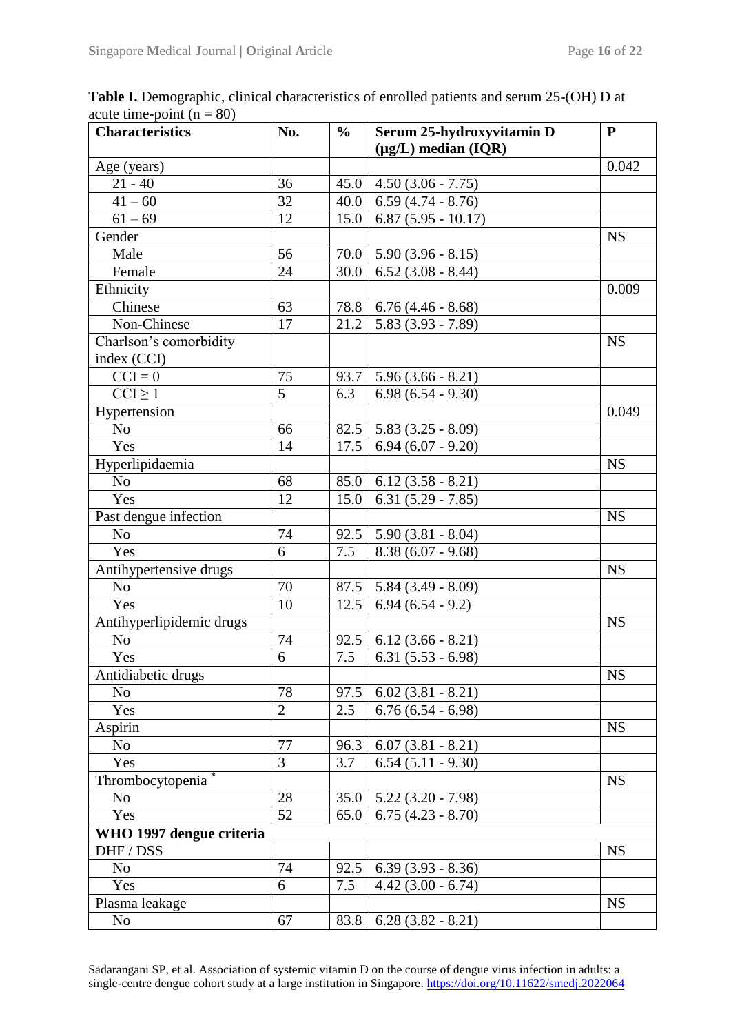**Table I.** Demographic, clinical characteristics of enrolled patients and serum 25-(OH) D at acute time-point (n = 80)

| Characteristics | No. | % | Serum 25-hydroxyvitamin D (μg/L) median (IQR) | P |
|---|---|---|---|---|
| Age (years) | | | | 0.042 |
| 21 - 40 | 36 | 45.0 | 4.50 (3.06 - 7.75) | |
| 41 – 60 | 32 | 40.0 | 6.59 (4.74 - 8.76) | |
| 61 – 69 | 12 | 15.0 | 6.87 (5.95 - 10.17) | |
| Gender | | | | NS |
| Male | 56 | 70.0 | 5.90 (3.96 - 8.15) | |
| Female | 24 | 30.0 | 6.52 (3.08 - 8.44) | |
| Ethnicity | | | | 0.009 |
| Chinese | 63 | 78.8 | 6.76 (4.46 - 8.68) | |
| Non-Chinese | 17 | 21.2 | 5.83 (3.93 - 7.89) | |
| Charlson's comorbidity index (CCI) | | | | NS |
| CCI = 0 | 75 | 93.7 | 5.96 (3.66 - 8.21) | |
| CCI ≥ 1 | 5 | 6.3 | 6.98 (6.54 - 9.30) | |
| Hypertension | | | | 0.049 |
| No | 66 | 82.5 | 5.83 (3.25 - 8.09) | |
| Yes | 14 | 17.5 | 6.94 (6.07 - 9.20) | |
| Hyperlipidaemia | | | | NS |
| No | 68 | 85.0 | 6.12 (3.58 - 8.21) | |
| Yes | 12 | 15.0 | 6.31 (5.29 - 7.85) | |
| Past dengue infection | | | | NS |
| No | 74 | 92.5 | 5.90 (3.81 - 8.04) | |
| Yes | 6 | 7.5 | 8.38 (6.07 - 9.68) | |
| Antihypertensive drugs | | | | NS |
| No | 70 | 87.5 | 5.84 (3.49 - 8.09) | |
| Yes | 10 | 12.5 | 6.94 (6.54 - 9.2) | |
| Antihyperlipidemic drugs | | | | NS |
| No | 74 | 92.5 | 6.12 (3.66 - 8.21) | |
| Yes | 6 | 7.5 | 6.31 (5.53 - 6.98) | |
| Antidiabetic drugs | | | | NS |
| No | 78 | 97.5 | 6.02 (3.81 - 8.21) | |
| Yes | 2 | 2.5 | 6.76 (6.54 - 6.98) | |
| Aspirin | | | | NS |
| No | 77 | 96.3 | 6.07 (3.81 - 8.21) | |
| Yes | 3 | 3.7 | 6.54 (5.11 - 9.30) | |
| Thrombocytopenia * | | | | NS |
| No | 28 | 35.0 | 5.22 (3.20 - 7.98) | |
| Yes | 52 | 65.0 | 6.75 (4.23 - 8.70) | |
| **WHO 1997 dengue criteria** | | | | |
| DHF / DSS | | | | NS |
| No | 74 | 92.5 | 6.39 (3.93 - 8.36) | |
| Yes | 6 | 7.5 | 4.42 (3.00 - 6.74) | |
| Plasma leakage | | | | NS |
| No | 67 | 83.8 | 6.28 (3.82 - 8.21) | |

Sadarangani SP, et al. Association of systemic vitamin D on the course of dengue virus infection in adults: a single-centre dengue cohort study at a large institution in Singapore. https://doi.org/10.11622/smedj.2022064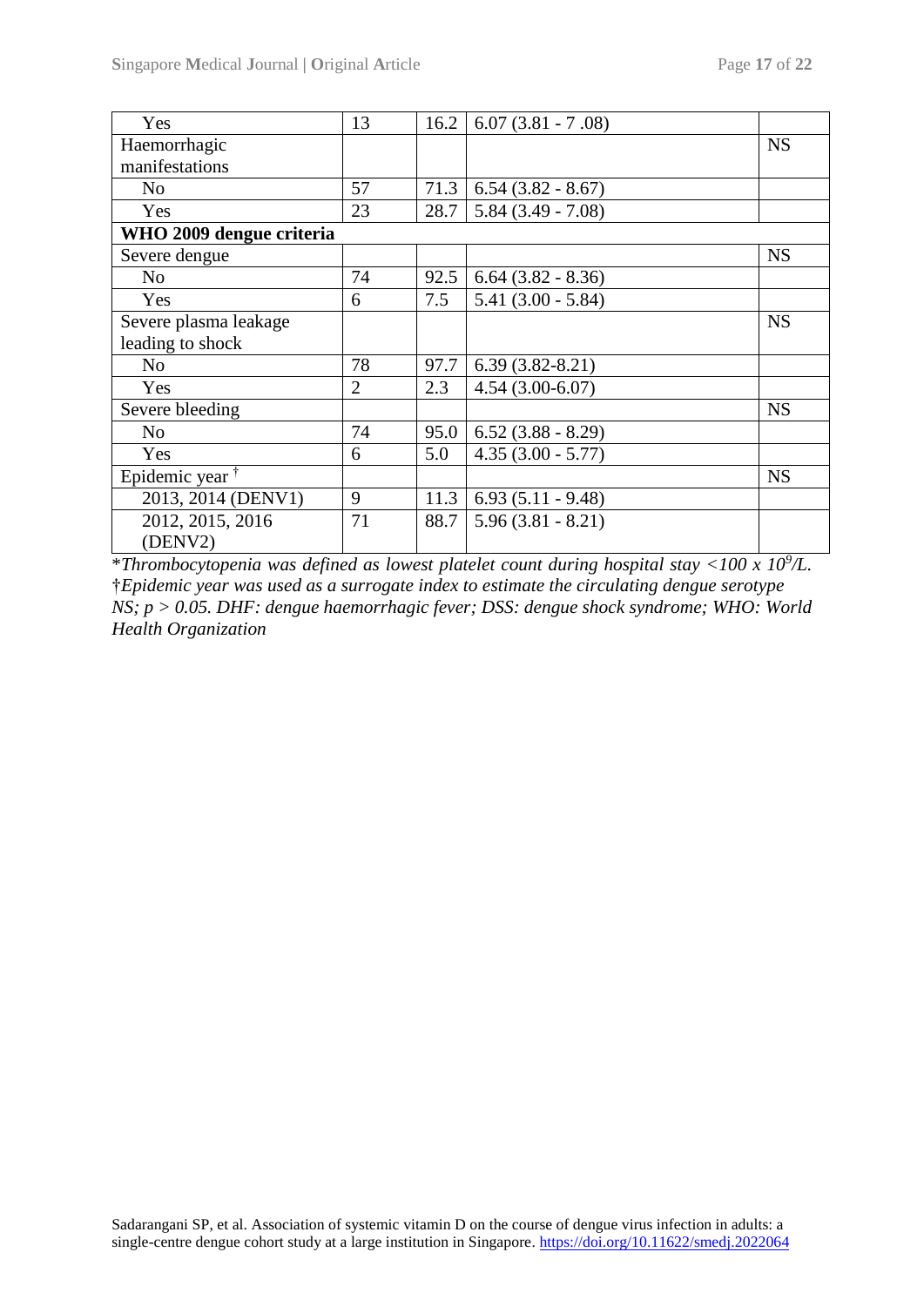| | | | | |
|---|---|---|---|---|
| Yes | 13 | 16.2 | 6.07 (3.81 - 7 .08) | |
| Haemorrhagic manifestations | | | | NS |
| No | 57 | 71.3 | 6.54 (3.82 - 8.67) | |
| Yes | 23 | 28.7 | 5.84 (3.49 - 7.08) | |
| **WHO 2009 dengue criteria** | | | | |
| Severe dengue | | | | NS |
| No | 74 | 92.5 | 6.64 (3.82 - 8.36) | |
| Yes | 6 | 7.5 | 5.41 (3.00 - 5.84) | |
| Severe plasma leakage leading to shock | | | | NS |
| No | 78 | 97.7 | 6.39 (3.82-8.21) | |
| Yes | 2 | 2.3 | 4.54 (3.00-6.07) | |
| Severe bleeding | | | | NS |
| No | 74 | 95.0 | 6.52 (3.88 - 8.29) | |
| Yes | 6 | 5.0 | 4.35 (3.00 - 5.77) | |
| Epidemic year † | | | | NS |
| 2013, 2014 (DENV1) | 9 | 11.3 | 6.93 (5.11 - 9.48) | |
| 2012, 2015, 2016 (DENV2) | 71 | 88.7 | 5.96 (3.81 - 8.21) | |

*\*Thrombocytopenia was defined as lowest platelet count during hospital stay <100 x $10^9$/L.*
*†Epidemic year was used as a surrogate index to estimate the circulating dengue serotype*
*NS; p > 0.05. DHF: dengue haemorrhagic fever; DSS: dengue shock syndrome; WHO: World Health Organization*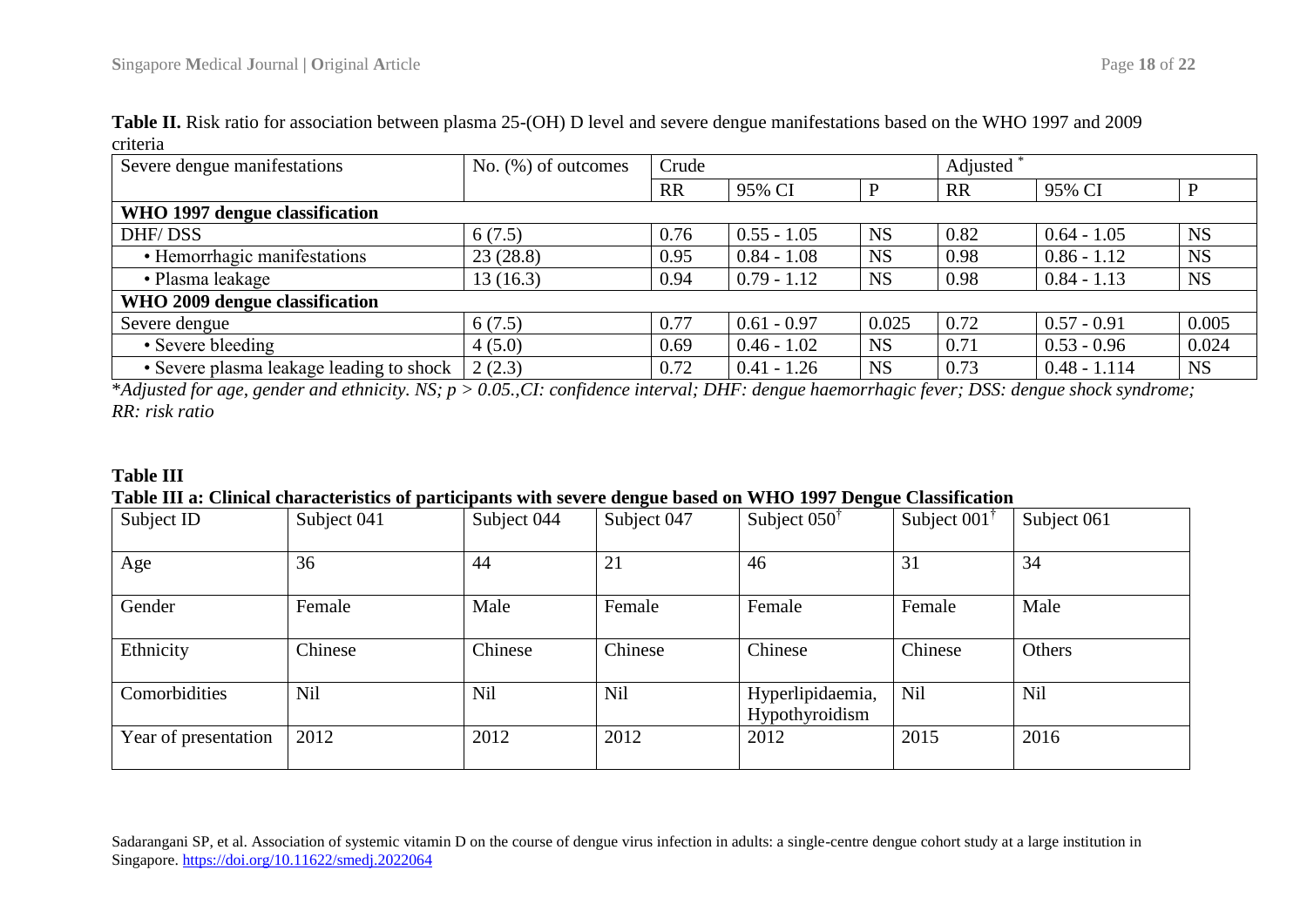**Table II.** Risk ratio for association between plasma 25-(OH) D level and severe dengue manifestations based on the WHO 1997 and 2009 criteria

| Severe dengue manifestations | No. (%) of outcomes | Crude | | | Adjusted * | | |
|---|---|---|---|---|---|---|---|
| | | RR | 95% CI | P | RR | 95% CI | P |
| **WHO 1997 dengue classification** | | | | | | | |
| DHF/ DSS | 6 (7.5) | 0.76 | 0.55 - 1.05 | NS | 0.82 | 0.64 - 1.05 | NS |
| • Hemorrhagic manifestations | 23 (28.8) | 0.95 | 0.84 - 1.08 | NS | 0.98 | 0.86 - 1.12 | NS |
| • Plasma leakage | 13 (16.3) | 0.94 | 0.79 - 1.12 | NS | 0.98 | 0.84 - 1.13 | NS |
| **WHO 2009 dengue classification** | | | | | | | |
| Severe dengue | 6 (7.5) | 0.77 | 0.61 - 0.97 | 0.025 | 0.72 | 0.57 - 0.91 | 0.005 |
| • Severe bleeding | 4 (5.0) | 0.69 | 0.46 - 1.02 | NS | 0.71 | 0.53 - 0.96 | 0.024 |
| • Severe plasma leakage leading to shock | 2 (2.3) | 0.72 | 0.41 - 1.26 | NS | 0.73 | 0.48 - 1.114 | NS |

*\*Adjusted for age, gender and ethnicity. NS; p > 0.05.,CI: confidence interval; DHF: dengue haemorrhagic fever; DSS: dengue shock syndrome; RR: risk ratio*

**Table III**

**Table III a: Clinical characteristics of participants with severe dengue based on WHO 1997 Dengue Classification**

| Subject ID | Subject 041 | Subject 044 | Subject 047 | Subject 050† | Subject 001† | Subject 061 |
|---|---|---|---|---|---|---|
| Age | 36 | 44 | 21 | 46 | 31 | 34 |
| Gender | Female | Male | Female | Female | Female | Male |
| Ethnicity | Chinese | Chinese | Chinese | Chinese | Chinese | Others |
| Comorbidities | Nil | Nil | Nil | Hyperlipidaemia, Hypothyroidism | Nil | Nil |
| Year of presentation | 2012 | 2012 | 2012 | 2012 | 2015 | 2016 |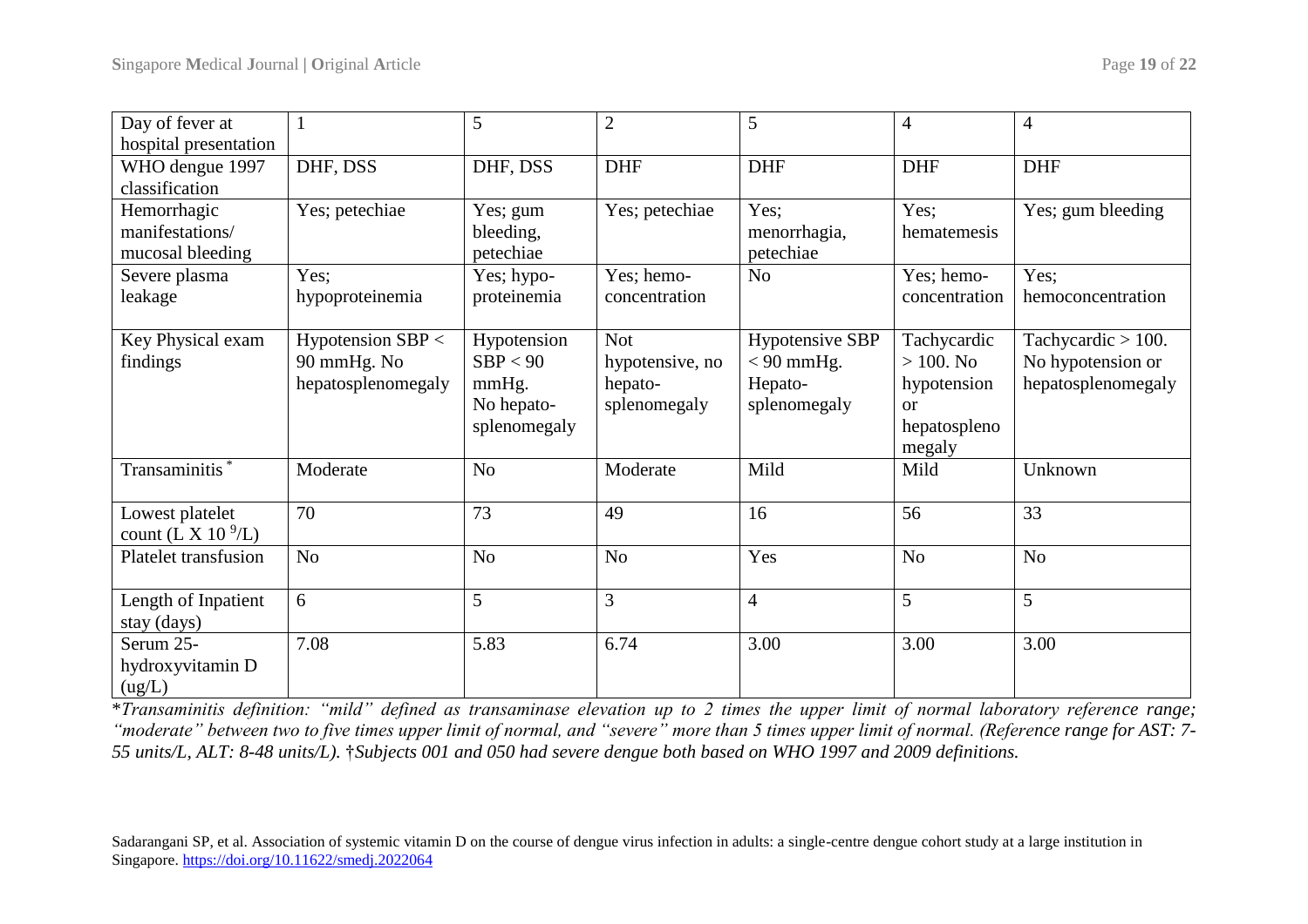| Day of fever at hospital presentation | 1 | 5 | 2 | 5 | 4 | 4 |
|---|---|---|---|---|---|---|
| WHO dengue 1997 classification | DHF, DSS | DHF, DSS | DHF | DHF | DHF | DHF |
| Hemorrhagic manifestations/ mucosal bleeding | Yes; petechiae | Yes; gum bleeding, petechiae | Yes; petechiae | Yes; menorrhagia, petechiae | Yes; hematemesis | Yes; gum bleeding |
| Severe plasma leakage | Yes; hypoproteinemia | Yes; hypo-proteinemia | Yes; hemo-concentration | No | Yes; hemo-concentration | Yes; hemoconcentration |
| Key Physical exam findings | Hypotension SBP < 90 mmHg. No hepatosplenomegaly | Hypotension SBP < 90 mmHg. No hepato-splenomegaly | Not hypotensive, no hepato-splenomegaly | Hypotensive SBP < 90 mmHg. Hepato-splenomegaly | Tachycardic > 100. No hypotension or hepatospleno megaly | Tachycardic > 100. No hypotension or hepatosplenomegaly |
| Transaminitis * | Moderate | No | Moderate | Mild | Mild | Unknown |
| Lowest platelet count ($L \times 10^9/L$) | 70 | 73 | 49 | 16 | 56 | 33 |
| Platelet transfusion | No | No | No | Yes | No | No |
| Length of Inpatient stay (days) | 6 | 5 | 3 | 4 | 5 | 5 |
| Serum 25-hydroxyvitamin D (ug/L) | 7.08 | 5.83 | 6.74 | 3.00 | 3.00 | 3.00 |

**Transaminitis definition: "mild" defined as transaminase elevation up to 2 times the upper limit of normal laboratory reference range; "moderate" between two to five times upper limit of normal, and "severe" more than 5 times upper limit of normal. (Reference range for AST: 7-55 units/L, ALT: 8-48 units/L). †Subjects 001 and 050 had severe dengue both based on WHO 1997 and 2009 definitions.*

Sadarangani SP, et al. Association of systemic vitamin D on the course of dengue virus infection in adults: a single-centre dengue cohort study at a large institution in Singapore. https://doi.org/10.11622/smedj.2022064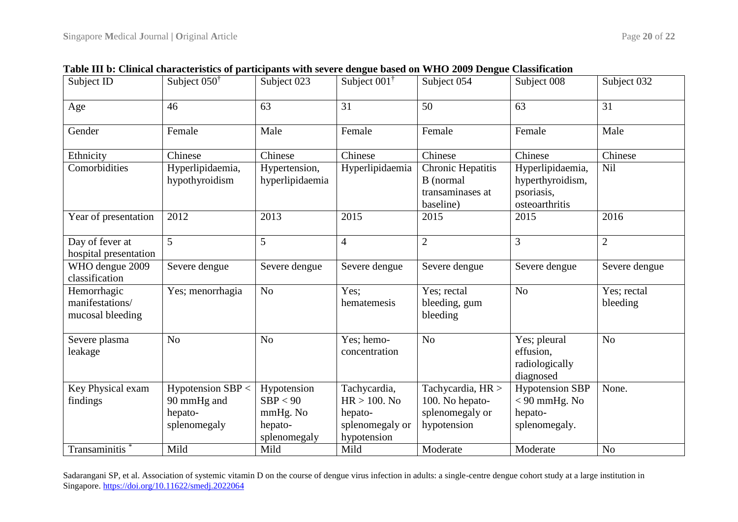**Table III b: Clinical characteristics of participants with severe dengue based on WHO 2009 Dengue Classification**

| Subject ID | Subject 050[†] | Subject 023 | Subject 001[†] | Subject 054 | Subject 008 | Subject 032 |
|---|---|---|---|---|---|---|
| Age | 46 | 63 | 31 | 50 | 63 | 31 |
| Gender | Female | Male | Female | Female | Female | Male |
| Ethnicity | Chinese | Chinese | Chinese | Chinese | Chinese | Chinese |
| Comorbidities | Hyperlipidaemia, hypothyroidism | Hypertension, hyperlipidaemia | Hyperlipidaemia | Chronic Hepatitis B (normal transaminases at baseline) | Hyperlipidaemia, hyperthyroidism, psoriasis, osteoarthritis | Nil |
| Year of presentation | 2012 | 2013 | 2015 | 2015 | 2015 | 2016 |
| Day of fever at hospital presentation | 5 | 5 | 4 | 2 | 3 | 2 |
| WHO dengue 2009 classification | Severe dengue | Severe dengue | Severe dengue | Severe dengue | Severe dengue | Severe dengue |
| Hemorrhagic manifestations/ mucosal bleeding | Yes; menorrhagia | No | Yes; hematemesis | Yes; rectal bleeding, gum bleeding | No | Yes; rectal bleeding |
| Severe plasma leakage | No | No | Yes; hemo-concentration | No | Yes; pleural effusion, radiologically diagnosed | No |
| Key Physical exam findings | Hypotension SBP < 90 mmHg and hepato-splenomegaly | Hypotension SBP < 90 mmHg. No hepato-splenomegaly | Tachycardia, HR > 100. No hepato-splenomegaly or hypotension | Tachycardia, HR > 100. No hepato-splenomegaly or hypotension | Hypotension SBP < 90 mmHg. No hepato-splenomegaly. | None. |
| Transaminitis [*] | Mild | Mild | Mild | Moderate | Moderate | No |

Sadarangani SP, et al. Association of systemic vitamin D on the course of dengue virus infection in adults: a single-centre dengue cohort study at a large institution in Singapore. https://doi.org/10.11622/smedj.2022064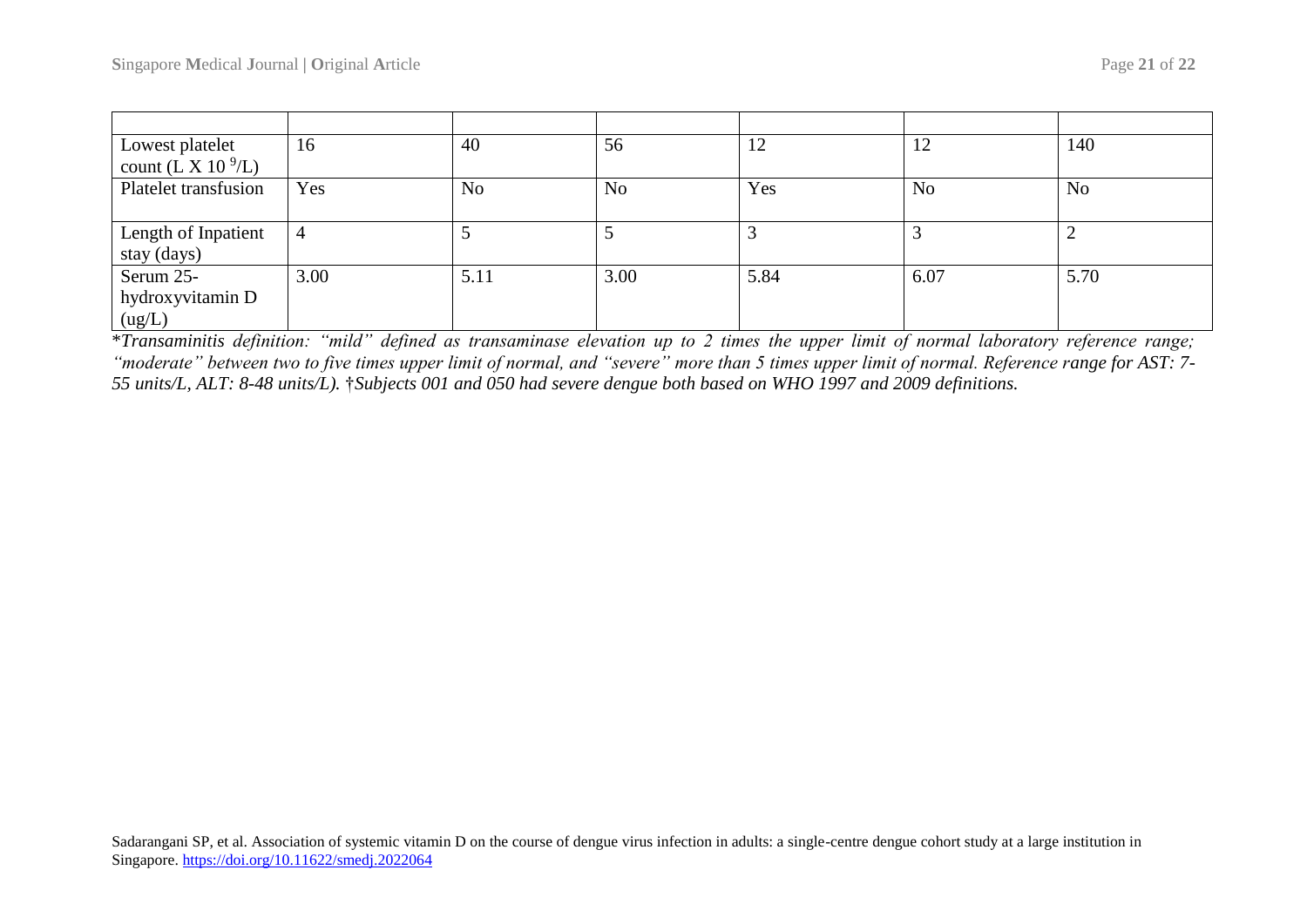| | | | | | | |
|---|---|---|---|---|---|---|
| Lowest platelet count (L X 10 $^{9}$/L) | 16 | 40 | 56 | 12 | 12 | 140 |
| Platelet transfusion | Yes | No | No | Yes | No | No |
| Length of Inpatient stay (days) | 4 | 5 | 5 | 3 | 3 | 2 |
| Serum 25-hydroxyvitamin D (ug/L) | 3.00 | 5.11 | 3.00 | 5.84 | 6.07 | 5.70 |

**Transaminitis definition: "mild" defined as transaminase elevation up to 2 times the upper limit of normal laboratory reference range; "moderate" between two to five times upper limit of normal, and "severe" more than 5 times upper limit of normal. Reference range for AST: 7-55 units/L, ALT: 8-48 units/L).* †*Subjects 001 and 050 had severe dengue both based on WHO 1997 and 2009 definitions.*

Sadarangani SP, et al. Association of systemic vitamin D on the course of dengue virus infection in adults: a single-centre dengue cohort study at a large institution in Singapore. https://doi.org/10.11622/smedj.2022064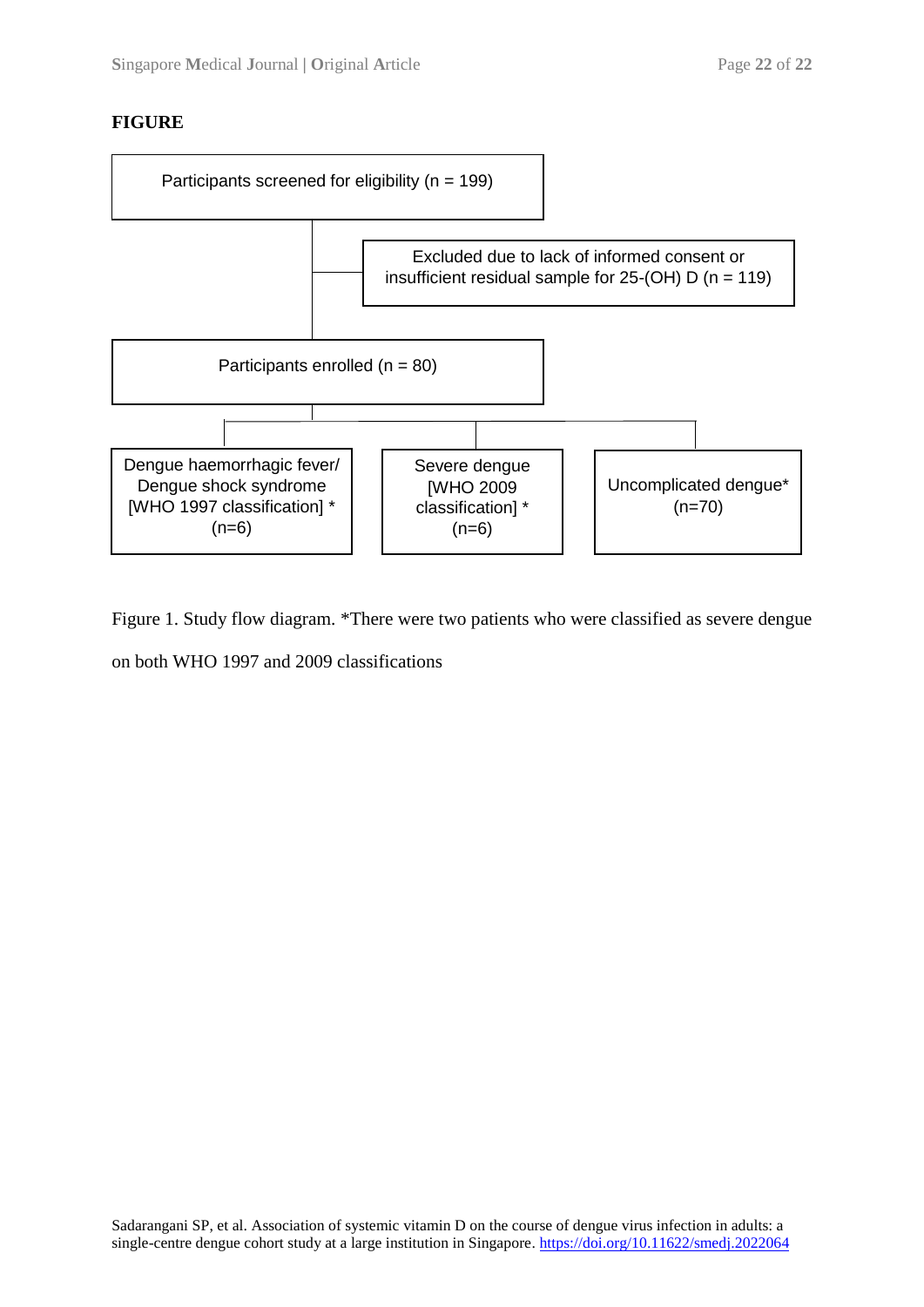## FIGURE

Participants screened for eligibility (n = 199)

Excluded due to lack of informed consent or insufficient residual sample for 25-(OH) D (n = 119)

Participants enrolled (n = 80)

Dengue haemorrhagic fever/ Dengue shock syndrome [WHO 1997 classification] * (n=6)

Severe dengue [WHO 2009 classification] * (n=6)

Uncomplicated dengue* (n=70)

Figure 1. Study flow diagram. *There were two patients who were classified as severe dengue on both WHO 1997 and 2009 classifications